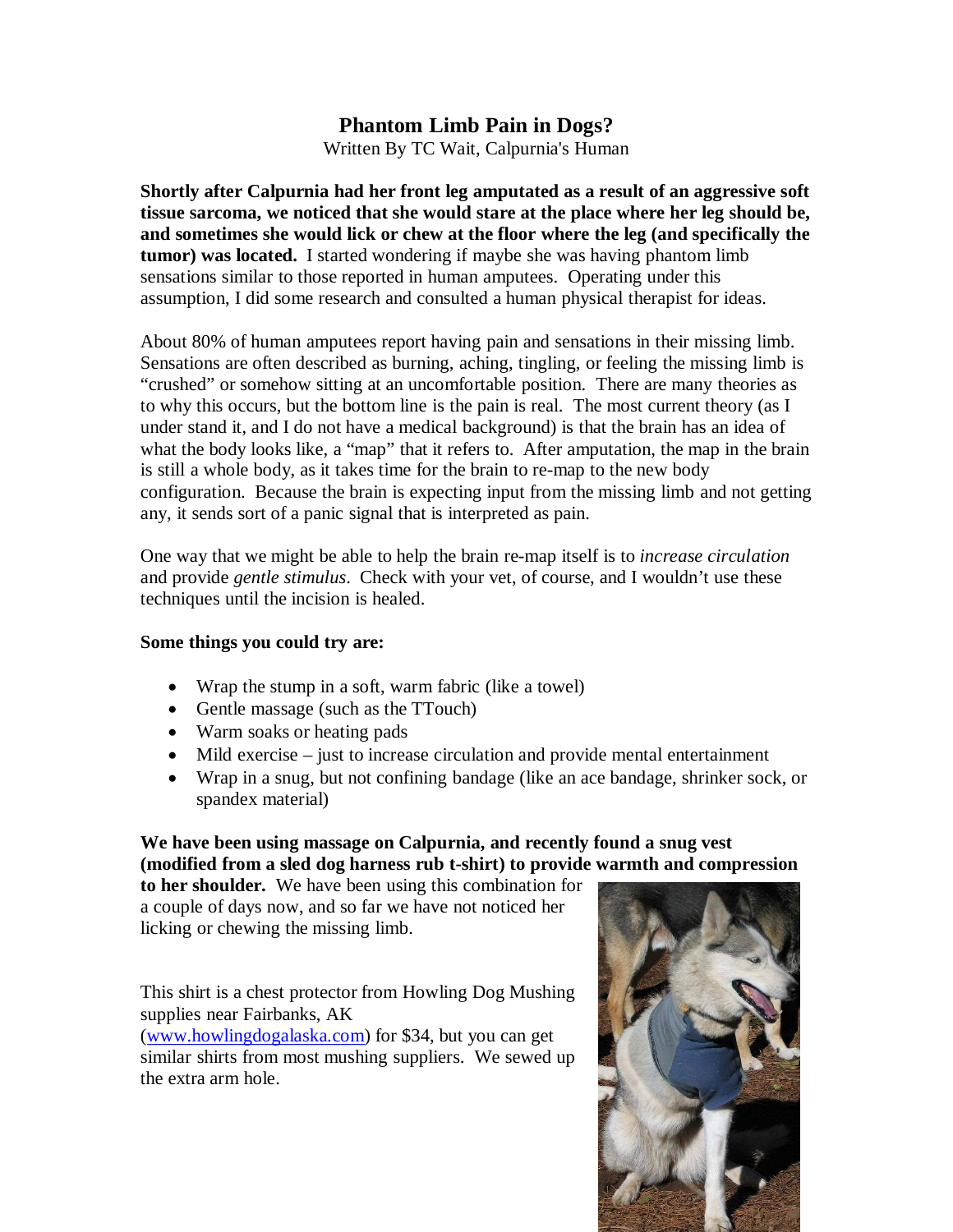# Phantom Limb Pain in Dogs?

Written By TC Wait, Calpurnia's Human

**Shortly after Calpurnia had her front leg amputated as a result of an aggressive soft tissue sarcoma, we noticed that she would stare at the place where her leg should be, and sometimes she would lick or chew at the floor where the leg (and specifically the tumor) was located.** I started wondering if maybe she was having phantom limb sensations similar to those reported in human amputees. Operating under this assumption, I did some research and consulted a human physical therapist for ideas.

About 80% of human amputees report having pain and sensations in their missing limb. Sensations are often described as burning, aching, tingling, or feeling the missing limb is "crushed" or somehow sitting at an uncomfortable position. There are many theories as to why this occurs, but the bottom line is the pain is real. The most current theory (as I under stand it, and I do not have a medical background) is that the brain has an idea of what the body looks like, a "map" that it refers to. After amputation, the map in the brain is still a whole body, as it takes time for the brain to re-map to the new body configuration. Because the brain is expecting input from the missing limb and not getting any, it sends sort of a panic signal that is interpreted as pain.

One way that we might be able to help the brain re-map itself is to *increase circulation* and provide *gentle stimulus*. Check with your vet, of course, and I wouldn't use these techniques until the incision is healed.

**Some things you could try are:**

- Wrap the stump in a soft, warm fabric (like a towel)
- Gentle massage (such as the TTouch)
- Warm soaks or heating pads
- Mild exercise – just to increase circulation and provide mental entertainment
- Wrap in a snug, but not confining bandage (like an ace bandage, shrinker sock, or spandex material)

**We have been using massage on Calpurnia, and recently found a snug vest (modified from a sled dog harness rub t-shirt) to provide warmth and compression to her shoulder.** We have been using this combination for a couple of days now, and so far we have not noticed her licking or chewing the missing limb.

This shirt is a chest protector from Howling Dog Mushing supplies near Fairbanks, AK (www.howlingdogalaska.com) for $34, but you can get similar shirts from most mushing suppliers. We sewed up the extra arm hole.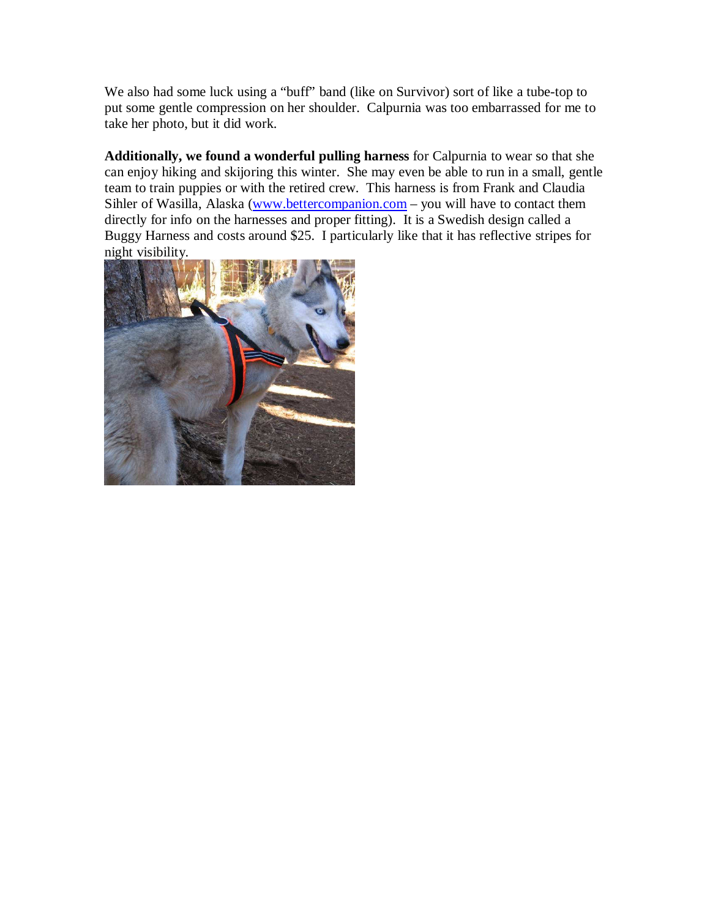We also had some luck using a "buff" band (like on Survivor) sort of like a tube-top to put some gentle compression on her shoulder. Calpurnia was too embarrassed for me to take her photo, but it did work.

**Additionally, we found a wonderful pulling harness** for Calpurnia to wear so that she can enjoy hiking and skijoring this winter. She may even be able to run in a small, gentle team to train puppies or with the retired crew. This harness is from Frank and Claudia Sihler of Wasilla, Alaska (www.bettercompanion.com – you will have to contact them directly for info on the harnesses and proper fitting). It is a Swedish design called a Buggy Harness and costs around $25. I particularly like that it has reflective stripes for night visibility.